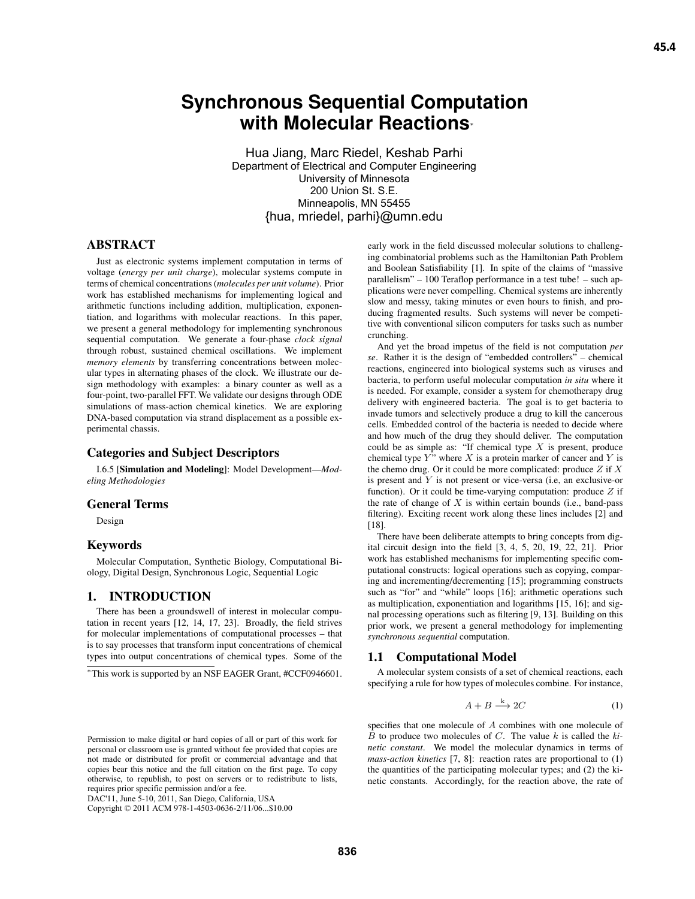# Synchronous Sequential Computation with Molecular Reactions*

Hua Jiang, Marc Riedel, Keshab Parhi
Department of Electrical and Computer Engineering
University of Minnesota
200 Union St. S.E.
Minneapolis, MN 55455
{hua, mriedel, parhi}@umn.edu

## ABSTRACT

Just as electronic systems implement computation in terms of voltage (*energy per unit charge*), molecular systems compute in terms of chemical concentrations (*molecules per unit volume*). Prior work has established mechanisms for implementing logical and arithmetic functions including addition, multiplication, exponentiation, and logarithms with molecular reactions. In this paper, we present a general methodology for implementing synchronous sequential computation. We generate a four-phase *clock signal* through robust, sustained chemical oscillations. We implement *memory elements* by transferring concentrations between molecular types in alternating phases of the clock. We illustrate our design methodology with examples: a binary counter as well as a four-point, two-parallel FFT. We validate our designs through ODE simulations of mass-action chemical kinetics. We are exploring DNA-based computation via strand displacement as a possible experimental chassis.

## Categories and Subject Descriptors

I.6.5 [**Simulation and Modeling**]: Model Development—*Modeling Methodologies*

## General Terms

Design

## Keywords

Molecular Computation, Synthetic Biology, Computational Biology, Digital Design, Synchronous Logic, Sequential Logic

## 1. INTRODUCTION

There has been a groundswell of interest in molecular computation in recent years [12, 14, 17, 23]. Broadly, the field strives for molecular implementations of computational processes – that is to say processes that transform input concentrations of chemical types into output concentrations of chemical types. Some of the early work in the field discussed molecular solutions to challenging combinatorial problems such as the Hamiltonian Path Problem and Boolean Satisfiability [1]. In spite of the claims of "massive parallelism" – 100 Teraflop performance in a test tube! – such applications were never compelling. Chemical systems are inherently slow and messy, taking minutes or even hours to finish, and producing fragmented results. Such systems will never be competitive with conventional silicon computers for tasks such as number crunching.

And yet the broad impetus of the field is not computation *per se*. Rather it is the design of "embedded controllers" – chemical reactions, engineered into biological systems such as viruses and bacteria, to perform useful molecular computation *in situ* where it is needed. For example, consider a system for chemotherapy drug delivery with engineered bacteria. The goal is to get bacteria to invade tumors and selectively produce a drug to kill the cancerous cells. Embedded control of the bacteria is needed to decide where and how much of the drug they should deliver. The computation could be as simple as: "If chemical type $X$ is present, produce chemical type $Y$" where $X$ is a protein marker of cancer and $Y$ is the chemo drug. Or it could be more complicated: produce $Z$ if $X$ is present and $Y$ is not present or vice-versa (i.e, an exclusive-or function). Or it could be time-varying computation: produce $Z$ if the rate of change of $X$ is within certain bounds (i.e., band-pass filtering). Exciting recent work along these lines includes [2] and [18].

There have been deliberate attempts to bring concepts from digital circuit design into the field [3, 4, 5, 20, 19, 22, 21]. Prior work has established mechanisms for implementing specific computational constructs: logical operations such as copying, comparing and incrementing/decrementing [15]; programming constructs such as "for" and "while" loops [16]; arithmetic operations such as multiplication, exponentiation and logarithms [15, 16]; and signal processing operations such as filtering [9, 13]. Building on this prior work, we present a general methodology for implementing *synchronous sequential* computation.

### 1.1 Computational Model

A molecular system consists of a set of chemical reactions, each specifying a rule for how types of molecules combine. For instance,

$$A + B \xrightarrow{k} 2C \tag{1}$$

specifies that one molecule of $A$ combines with one molecule of $B$ to produce two molecules of $C$. The value $k$ is called the *kinetic constant*. We model the molecular dynamics in terms of *mass-action kinetics* [7, 8]: reaction rates are proportional to (1) the quantities of the participating molecular types; and (2) the kinetic constants. Accordingly, for the reaction above, the rate of

*This work is supported by an NSF EAGER Grant, #CCF0946601.

Permission to make digital or hard copies of all or part of this work for personal or classroom use is granted without fee provided that copies are not made or distributed for profit or commercial advantage and that copies bear this notice and the full citation on the first page. To copy otherwise, to republish, to post on servers or to redistribute to lists, requires prior specific permission and/or a fee.
DAC'11, June 5-10, 2011, San Diego, California, USA
Copyright © 2011 ACM 978-1-4503-0636-2/11/06...$10.00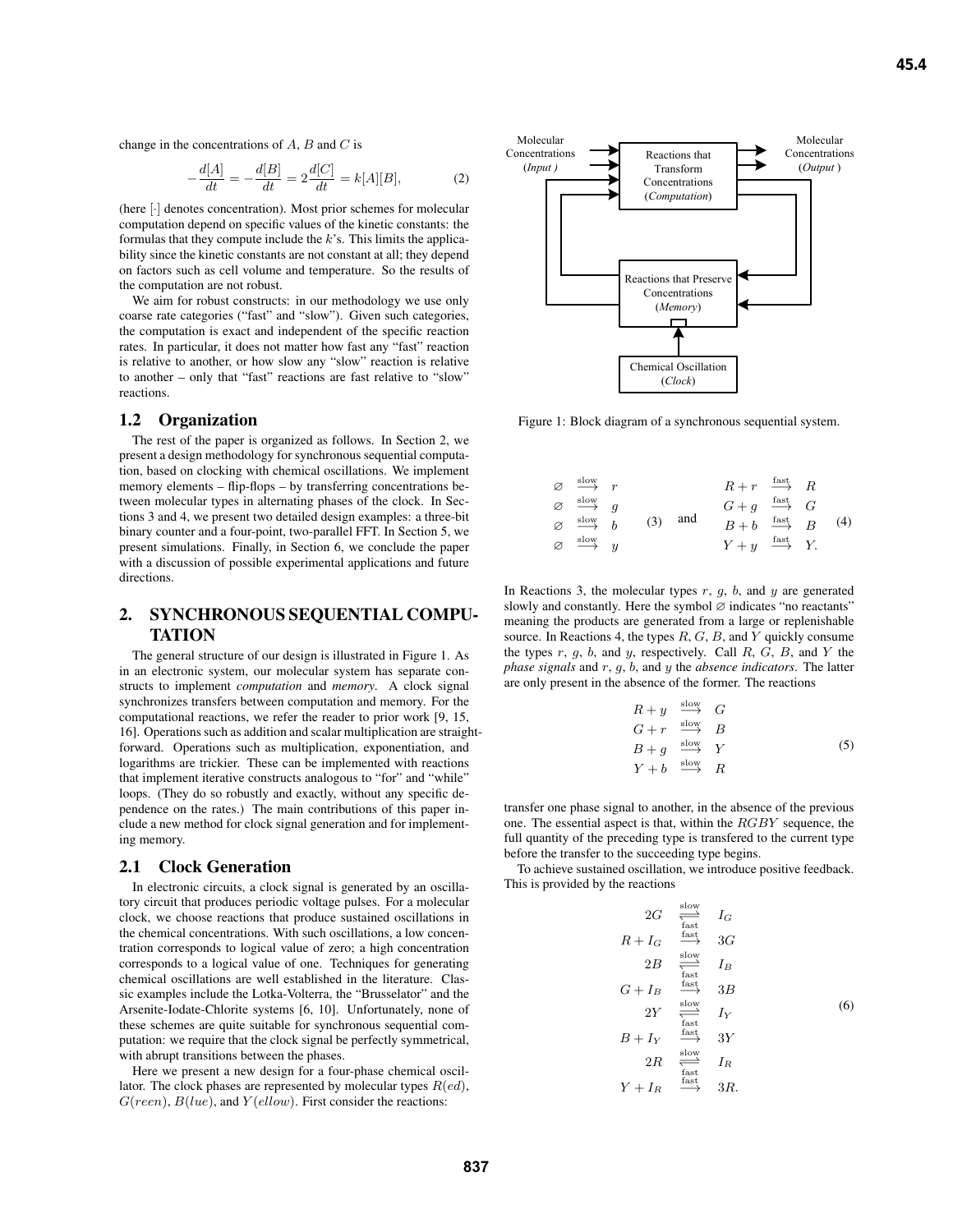change in the concentrations of $A$, $B$ and $C$ is

$$-\frac{d[A]}{dt} = -\frac{d[B]}{dt} = 2\frac{d[C]}{dt} = k[A][B], \quad (2)$$

(here $[\cdot]$ denotes concentration). Most prior schemes for molecular computation depend on specific values of the kinetic constants: the formulas that they compute include the $k$'s. This limits the applicability since the kinetic constants are not constant at all; they depend on factors such as cell volume and temperature. So the results of the computation are not robust.

We aim for robust constructs: in our methodology we use only coarse rate categories ("fast" and "slow"). Given such categories, the computation is exact and independent of the specific reaction rates. In particular, it does not matter how fast any "fast" reaction is relative to another, or how slow any "slow" reaction is relative to another – only that "fast" reactions are fast relative to "slow" reactions.

## 1.2 Organization

The rest of the paper is organized as follows. In Section 2, we present a design methodology for synchronous sequential computation, based on clocking with chemical oscillations. We implement memory elements – flip-flops – by transferring concentrations between molecular types in alternating phases of the clock. In Sections 3 and 4, we present two detailed design examples: a three-bit binary counter and a four-point, two-parallel FFT. In Section 5, we present simulations. Finally, in Section 6, we conclude the paper with a discussion of possible experimental applications and future directions.

# 2. SYNCHRONOUS SEQUENTIAL COMPUTATION

The general structure of our design is illustrated in Figure 1. As in an electronic system, our molecular system has separate constructs to implement *computation* and *memory*. A clock signal synchronizes transfers between computation and memory. For the computational reactions, we refer the reader to prior work [9, 15, 16]. Operations such as addition and scalar multiplication are straightforward. Operations such as multiplication, exponentiation, and logarithms are trickier. These can be implemented with reactions that implement iterative constructs analogous to "for" and "while" loops. (They do so robustly and exactly, without any specific dependence on the rates.) The main contributions of this paper include a new method for clock signal generation and for implementing memory.

## 2.1 Clock Generation

In electronic circuits, a clock signal is generated by an oscillatory circuit that produces periodic voltage pulses. For a molecular clock, we choose reactions that produce sustained oscillations in the chemical concentrations. With such oscillations, a low concentration corresponds to logical value of zero; a high concentration corresponds to a logical value of one. Techniques for generating chemical oscillations are well established in the literature. Classic examples include the Lotka-Volterra, the "Brusselator" and the Arsenite-Iodate-Chlorite systems [6, 10]. Unfortunately, none of these schemes are quite suitable for synchronous sequential computation: we require that the clock signal be perfectly symmetrical, with abrupt transitions between the phases.

Here we present a new design for a four-phase chemical oscillator. The clock phases are represented by molecular types $R(ed)$, $G(reen)$, $B(lue)$, and $Y(ellow)$. First consider the reactions:

Molecular Concentrations (*Input*) → Reactions that Transform Concentrations (*Computation*) → Molecular Concentrations (*Output*); Reactions that Preserve Concentrations (*Memory*); Chemical Oscillation (*Clock*)

Figure 1: Block diagram of a synchronous sequential system.

$$\begin{array}{lcl} \varnothing & \xrightarrow{\text{slow}} & r \\ \varnothing & \xrightarrow{\text{slow}} & g \\ \varnothing & \xrightarrow{\text{slow}} & b \\ \varnothing & \xrightarrow{\text{slow}} & y \end{array} \quad (3) \quad \text{and} \quad \begin{array}{lcl} R + r & \xrightarrow{\text{fast}} & R \\ G + g & \xrightarrow{\text{fast}} & G \\ B + b & \xrightarrow{\text{fast}} & B \\ Y + y & \xrightarrow{\text{fast}} & Y. \end{array} \quad (4)$$

In Reactions 3, the molecular types $r$, $g$, $b$, and $y$ are generated slowly and constantly. Here the symbol $\varnothing$ indicates "no reactants" meaning the products are generated from a large or replenishable source. In Reactions 4, the types $R$, $G$, $B$, and $Y$ quickly consume the types $r$, $g$, $b$, and $y$, respectively. Call $R$, $G$, $B$, and $Y$ the *phase signals* and $r$, $g$, $b$, and $y$ the *absence indicators*. The latter are only present in the absence of the former. The reactions

$$\begin{array}{lcl} R + y & \xrightarrow{\text{slow}} & G \\ G + r & \xrightarrow{\text{slow}} & B \\ B + g & \xrightarrow{\text{slow}} & Y \\ Y + b & \xrightarrow{\text{slow}} & R \end{array} \quad (5)$$

transfer one phase signal to another, in the absence of the previous one. The essential aspect is that, within the $RGBY$ sequence, the full quantity of the preceding type is transfered to the current type before the transfer to the succeeding type begins.

To achieve sustained oscillation, we introduce positive feedback. This is provided by the reactions

$$\begin{array}{lcl} 2G & \underset{\text{fast}}{\overset{\text{slow}}{\rightleftharpoons}} & I_G \\ R + I_G & \xrightarrow{\text{fast}} & 3G \\ 2B & \underset{\text{fast}}{\overset{\text{slow}}{\rightleftharpoons}} & I_B \\ G + I_B & \xrightarrow{\text{fast}} & 3B \\ 2Y & \underset{\text{fast}}{\overset{\text{slow}}{\rightleftharpoons}} & I_Y \\ B + I_Y & \xrightarrow{\text{fast}} & 3Y \\ 2R & \underset{\text{fast}}{\overset{\text{slow}}{\rightleftharpoons}} & I_R \\ Y + I_R & \xrightarrow{\text{fast}} & 3R. \end{array} \quad (6)$$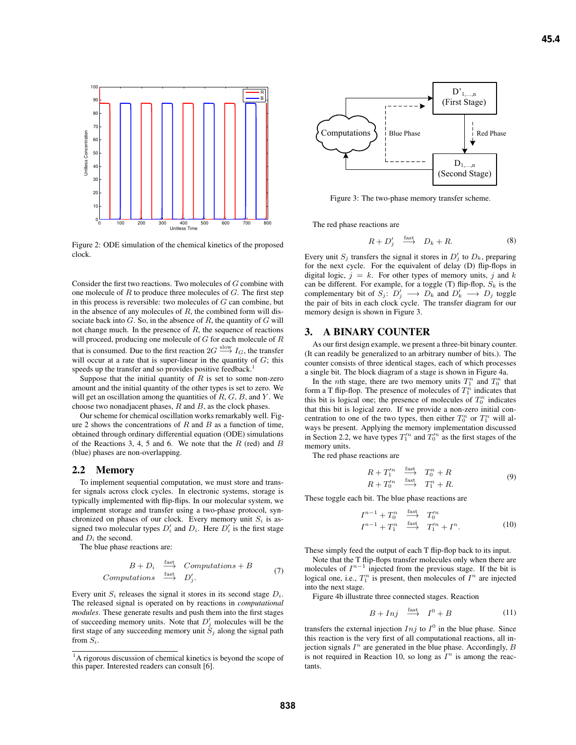Figure 2: ODE simulation of the chemical kinetics of the proposed clock.

Consider the first two reactions. Two molecules of $G$ combine with one molecule of $R$ to produce three molecules of $G$. The first step in this process is reversible: two molecules of $G$ can combine, but in the absence of any molecules of $R$, the combined form will dissociate back into $G$. So, in the absence of $R$, the quantity of $G$ will not change much. In the presence of $R$, the sequence of reactions will proceed, producing one molecule of $G$ for each molecule of $R$ that is consumed. Due to the first reaction $2G \xrightarrow{\text{slow}} I_G$, the transfer will occur at a rate that is super-linear in the quantity of $G$; this speeds up the transfer and so provides positive feedback.[1]

Suppose that the initial quantity of $R$ is set to some non-zero amount and the initial quantity of the other types is set to zero. We will get an oscillation among the quantities of $R$, $G$, $B$, and $Y$. We choose two nonadjacent phases, $R$ and $B$, as the clock phases.

Our scheme for chemical oscillation works remarkably well. Figure 2 shows the concentrations of $R$ and $B$ as a function of time, obtained through ordinary differential equation (ODE) simulations of the Reactions 3, 4, 5 and 6. We note that the $R$ (red) and $B$ (blue) phases are non-overlapping.

## 2.2 Memory

To implement sequential computation, we must store and transfer signals across clock cycles. In electronic systems, storage is typically implemented with flip-flips. In our molecular system, we implement storage and transfer using a two-phase protocol, synchronized on phases of our clock. Every memory unit $S_i$ is assigned two molecular types $D'_i$ and $D_i$. Here $D'_i$ is the first stage and $D_i$ the second.

The blue phase reactions are:

$$\begin{aligned} B + D_i &\xrightarrow{\text{fast}} \textit{Computations} + B \\ \textit{Computations} &\xrightarrow{\text{fast}} D'_j. \end{aligned} \tag{7}$$

Every unit $S_i$ releases the signal it stores in its second stage $D_i$. The released signal is operated on by reactions in *computational modules*. These generate results and push them into the first stages of succeeding memory units. Note that $D'_j$ molecules will be the first stage of any succeeding memory unit $S_j$ along the signal path from $S_i$.

[1] A rigorous discussion of chemical kinetics is beyond the scope of this paper. Interested readers can consult [6].

Figure 3: The two-phase memory transfer scheme.

The red phase reactions are

$$R + D'_j \xrightarrow{\text{fast}} D_k + R. \tag{8}$$

Every unit $S_j$ transfers the signal it stores in $D'_j$ to $D_k$, preparing for the next cycle. For the equivalent of delay (D) flip-flops in digital logic, $j = k$. For other types of memory units, $j$ and $k$ can be different. For example, for a toggle (T) flip-flop, $S_k$ is the complementary bit of $S_j$: $D'_j \longrightarrow D_k$ and $D'_k \longrightarrow D_j$ toggle the pair of bits in each clock cycle. The transfer diagram for our memory design is shown in Figure 3.

## 3. A BINARY COUNTER

As our first design example, we present a three-bit binary counter. (It can readily be generalized to an arbitrary number of bits.). The counter consists of three identical stages, each of which processes a single bit. The block diagram of a stage is shown in Figure 4a.

In the $n$th stage, there are two memory units $T_1^n$ and $T_0^n$ that form a T flip-flop. The presence of molecules of $T_1^n$ indicates that this bit is logical one; the presence of molecules of $T_0^n$ indicates that this bit is logical zero. If we provide a non-zero initial concentration to one of the two types $T_0^n$ or $T_1^n$ will always be present. Applying the memory implementation discussed in Section 2.2, we have types $T_1'^n$ and $T_0'^n$ as the first stages of the memory units.

The red phase reactions are

$$\begin{aligned} R + T_1'^n &\xrightarrow{\text{fast}} T_0^n + R \\ R + T_0'^n &\xrightarrow{\text{fast}} T_1^n + R. \end{aligned} \tag{9}$$

These toggle each bit. The blue phase reactions are

$$\begin{aligned} I^{n-1} + T_0^n &\xrightarrow{\text{fast}} T_0'^n \\ I^{n-1} + T_1^n &\xrightarrow{\text{fast}} T_1'^n + I^n. \end{aligned} \tag{10}$$

These simply feed the output of each T flip-flop back to its input.

Note that the T flip-flops transfer molecules only when there are molecules of $I^{n-1}$ injected from the previous stage. If the bit is logical one, i.e., $T_1^n$ is present, then molecules of $I^n$ are injected into the next stage.

Figure 4b illustrate three connected stages. Reaction

$$B + Inj \xrightarrow{\text{fast}} I^0 + B \tag{11}$$

transfers the external injection $Inj$ to $I^0$ in the blue phase. Since this reaction is the very first of all computational reactions, all injection signals $I^n$ are generated in the blue phase. Accordingly, $B$ is not required in Reaction 10, so long as $I^n$ is among the reactants.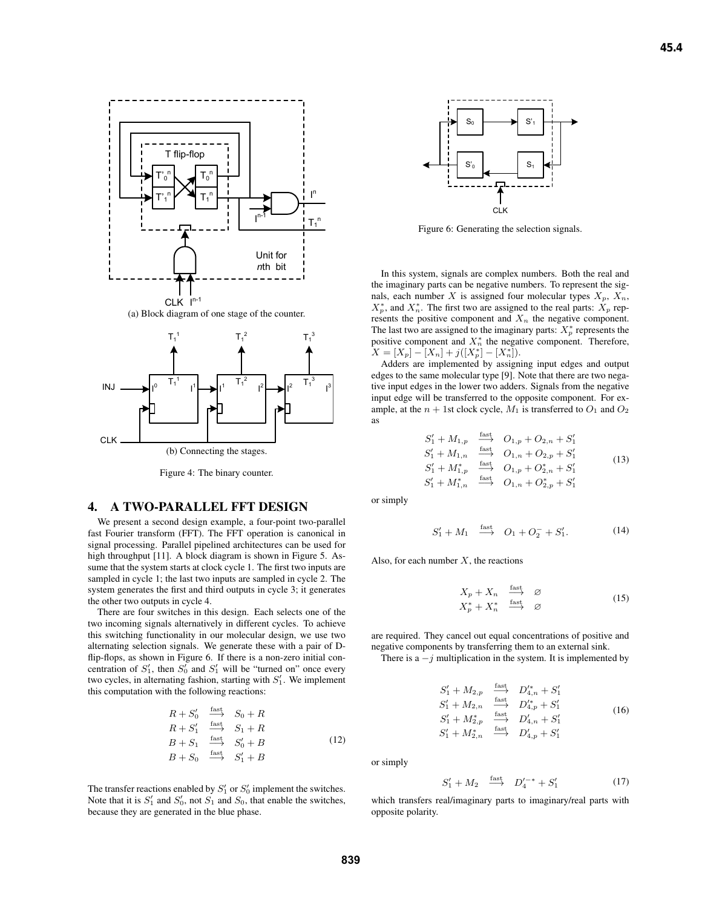(a) Block diagram of one stage of the counter.

(b) Connecting the stages.

Figure 4: The binary counter.

## 4. A TWO-PARALLEL FFT DESIGN

We present a second design example, a four-point two-parallel fast Fourier transform (FFT). The FFT operation is canonical in signal processing. Parallel pipelined architectures can be used for high throughput [11]. A block diagram is shown in Figure 5. Assume that the system starts at clock cycle 1. The first two inputs are sampled in cycle 1; the last two inputs are sampled in cycle 2. The system generates the first and third outputs in cycle 3; it generates the other two outputs in cycle 4.

There are four switches in this design. Each selects one of the two incoming signals alternatively in different cycles. To achieve this switching functionality in our molecular design, we use two alternating selection signals. We generate these with a pair of D-flip-flops, as shown in Figure 6. If there is a non-zero initial concentration of $S'_1$, then $S'_0$ and $S'_1$ will be "turned on" once every two cycles, in alternating fashion, starting with $S'_1$. We implement this computation with the following reactions:

$$
\begin{array}{rcl}
R + S'_0 & \xrightarrow{\text{fast}} & S_0 + R \\
R + S'_1 & \xrightarrow{\text{fast}} & S_1 + R \\
B + S_1 & \xrightarrow{\text{fast}} & S'_0 + B \\
B + S_0 & \xrightarrow{\text{fast}} & S'_1 + B
\end{array}
\tag{12}
$$

The transfer reactions enabled by $S'_1$ or $S'_0$ implement the switches. Note that it is $S'_1$ and $S'_0$, not $S_1$ and $S_0$, that enable the switches, because they are generated in the blue phase.

Figure 6: Generating the selection signals.

In this system, signals are complex numbers. Both the real and the imaginary parts can be negative numbers. To represent the signals, each number $X$ is assigned four molecular types $X_p$, $X_n$, $X^*_p$, and $X^*_n$. The first two are assigned to the real parts: $X_p$ represents the positive component and $X_n$ the negative component. The last two are assigned to the imaginary parts: $X^*_p$ represents the positive component and $X^*_n$ the negative component. Therefore, $X = [X_p] - [X_n] + j([X^*_p] - [X^*_n])$.

Adders are implemented by assigning input edges and output edges to the same molecular type [9]. Note that there are two negative input edges in the lower two adders. Signals from the negative input edge will be transferred to the opposite component. For example, at the $n+1$st clock cycle, $M_1$ is transferred to $O_1$ and $O_2$ as

$$
\begin{array}{rcl}
S'_1 + M_{1,p} & \xrightarrow{\text{fast}} & O_{1,p} + O_{2,n} + S'_1 \\
S'_1 + M_{1,n} & \xrightarrow{\text{fast}} & O_{1,n} + O_{2,p} + S'_1 \\
S'_1 + M^*_{1,p} & \xrightarrow{\text{fast}} & O_{1,p} + O^*_{2,n} + S'_1 \\
S'_1 + M^*_{1,n} & \xrightarrow{\text{fast}} & O_{1,n} + O^*_{2,p} + S'_1
\end{array}
\tag{13}
$$

or simply

$$
S'_1 + M_1 \xrightarrow{\text{fast}} O_1 + O_2^- + S'_1. \tag{14}
$$

Also, for each number $X$, the reactions

$$
\begin{array}{rcl}
X_p + X_n & \xrightarrow{\text{fast}} & \varnothing \\
X^*_p + X^*_n & \xrightarrow{\text{fast}} & \varnothing
\end{array}
\tag{15}
$$

are required. They cancel out equal concentrations of positive and negative components by transferring them to an external sink.

There is a $-j$ multiplication in the system. It is implemented by

$$
\begin{array}{rcl}
S'_1 + M_{2,p} & \xrightarrow{\text{fast}} & D'^*_{4,n} + S'_1 \\
S'_1 + M_{2,n} & \xrightarrow{\text{fast}} & D'^*_{4,p} + S'_1 \\
S'_1 + M^*_{2,p} & \xrightarrow{\text{fast}} & D'_{4,n} + S'_1 \\
S'_1 + M^*_{2,n} & \xrightarrow{\text{fast}} & D'_{4,p} + S'_1
\end{array}
\tag{16}
$$

or simply

$$
S'_1 + M_2 \xrightarrow{\text{fast}} D'^{-*}_4 + S'_1 \tag{17}
$$

which transfers real/imaginary parts to imaginary/real parts with opposite polarity.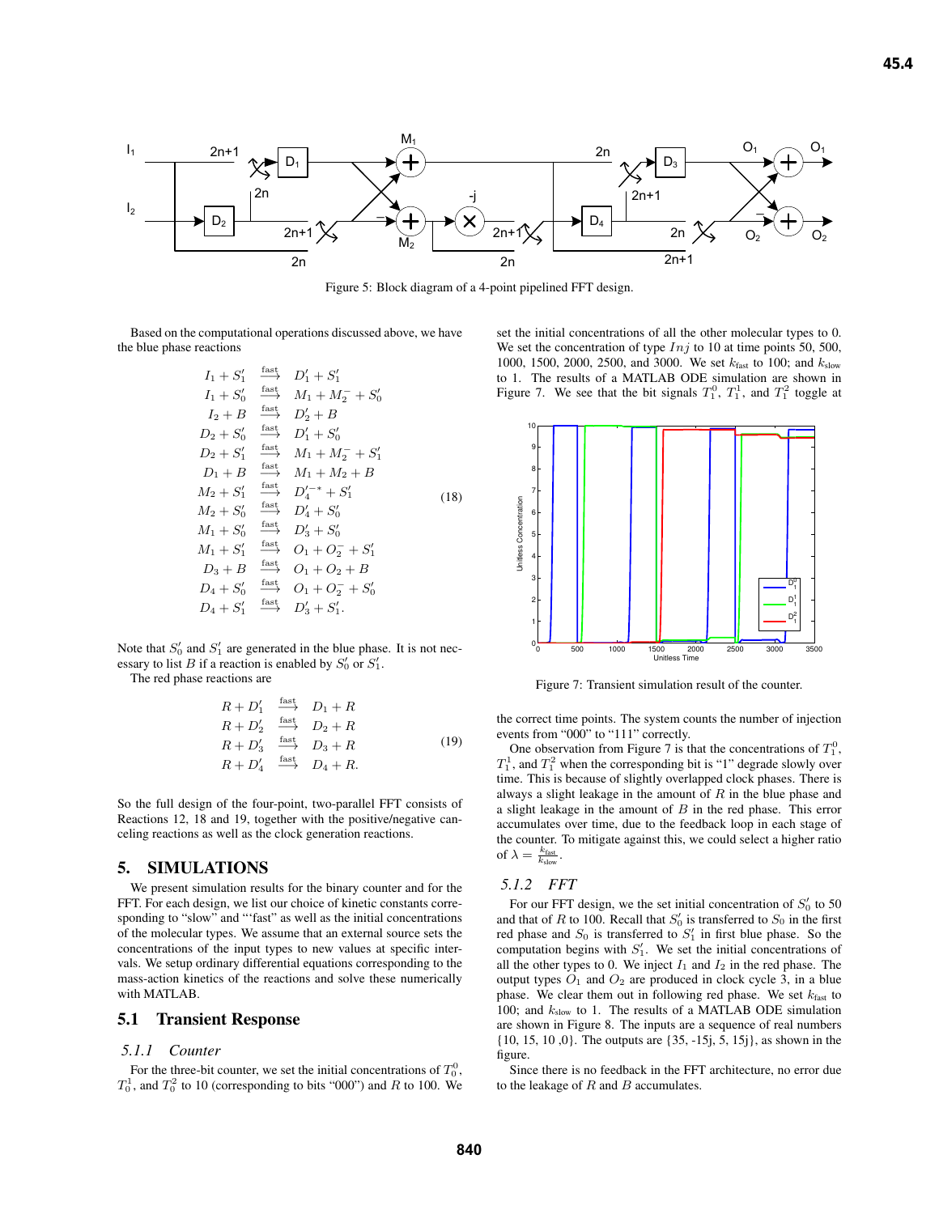Figure 5: Block diagram of a 4-point pipelined FFT design.

Based on the computational operations discussed above, we have the blue phase reactions

$$
\begin{array}{rcl}
I_1 + S_1' & \xrightarrow{\text{fast}} & D_1' + S_1' \\
I_1 + S_0' & \xrightarrow{\text{fast}} & M_1 + M_2^- + S_0' \\
I_2 + B & \xrightarrow{\text{fast}} & D_2' + B \\
D_2 + S_0' & \xrightarrow{\text{fast}} & D_1' + S_0' \\
D_2 + S_1' & \xrightarrow{\text{fast}} & M_1 + M_2^- + S_1' \\
D_1 + B & \xrightarrow{\text{fast}} & M_1 + M_2 + B \\
M_2 + S_1' & \xrightarrow{\text{fast}} & D_4'^{-*} + S_1' \\
M_2 + S_0' & \xrightarrow{\text{fast}} & D_4' + S_0' \\
M_1 + S_0' & \xrightarrow{\text{fast}} & D_3' + S_0' \\
M_1 + S_1' & \xrightarrow{\text{fast}} & O_1 + O_2^- + S_1' \\
D_3 + B & \xrightarrow{\text{fast}} & O_1 + O_2 + B \\
D_4 + S_0' & \xrightarrow{\text{fast}} & O_1 + O_2^- + S_0' \\
D_4 + S_1' & \xrightarrow{\text{fast}} & D_3' + S_1'.
\end{array}
\tag{18}
$$

Note that $S_0'$ and $S_1'$ are generated in the blue phase. It is not necessary to list $B$ if a reaction is enabled by $S_0'$ or $S_1'$.

The red phase reactions are

$$
\begin{array}{rcl}
R + D_1' & \xrightarrow{\text{fast}} & D_1 + R \\
R + D_2' & \xrightarrow{\text{fast}} & D_2 + R \\
R + D_3' & \xrightarrow{\text{fast}} & D_3 + R \\
R + D_4' & \xrightarrow{\text{fast}} & D_4 + R.
\end{array}
\tag{19}
$$

So the full design of the four-point, two-parallel FFT consists of Reactions 12, 18 and 19, together with the positive/negative canceling reactions as well as the clock generation reactions.

## 5. SIMULATIONS

We present simulation results for the binary counter and for the FFT. For each design, we list our choice of kinetic constants corresponding to "slow" and "'fast" as well as the initial concentrations of the molecular types. We assume that an external source sets the concentrations of the input types to new values at specific intervals. We setup ordinary differential equations corresponding to the mass-action kinetics of the reactions and solve these numerically with MATLAB.

### 5.1 Transient Response

#### 5.1.1 Counter

For the three-bit counter, we set the initial concentrations of $T_0^0$, $T_0^1$, and $T_0^2$ to 10 (corresponding to bits "000") and $R$ to 100. We set the initial concentrations of all the other molecular types to 0. We set the concentration of type $Inj$ to 10 at time points 50, 500, 1000, 1500, 2000, 2500, and 3000. We set $k_{\text{fast}}$ to 100; and $k_{\text{slow}}$ to 1. The results of a MATLAB ODE simulation are shown in Figure 7. We see that the bit signals $T_1^0$, $T_1^1$, and $T_1^2$ toggle at

Figure 7: Transient simulation result of the counter.

the correct time points. The system counts the number of injection events from "000" to "111" correctly.

One observation from Figure 7 is that the concentrations of $T_1^0$, $T_1^1$, and $T_1^2$ when the corresponding bit is "1" degrade slowly over time. This is because of slightly overlapped clock phases. There is always a slight leakage in the amount of $R$ in the blue phase and a slight leakage in the amount of $B$ in the red phase. This error accumulates over time, due to the feedback loop in each stage of the counter. To mitigate against this, we could select a higher ratio of $\lambda = \frac{k_{\text{fast}}}{k_{\text{slow}}}$.

#### 5.1.2 FFT

For our FFT design, we the set initial concentration of $S_0'$ to 50 and that of $R$ to 100. Recall that $S_0'$ is transferred to $S_0$ in the first red phase and $S_0$ is transferred to $S_1'$ in first blue phase. So the computation begins with $S_1'$. We set the initial concentrations of all the other types to 0. We inject $I_1$ and $I_2$ in the red phase. The output types $O_1$ and $O_2$ are produced in clock cycle 3, in a blue phase. We clear them out in following red phase. We set $k_{\text{fast}}$ to 100; and $k_{\text{slow}}$ to 1. The results of a MATLAB ODE simulation are shown in Figure 8. The inputs are a sequence of real numbers {10, 15, 10 ,0}. The outputs are {35, -15j, 5, 15j}, as shown in the figure.

Since there is no feedback in the FFT architecture, no error due to the leakage of $R$ and $B$ accumulates.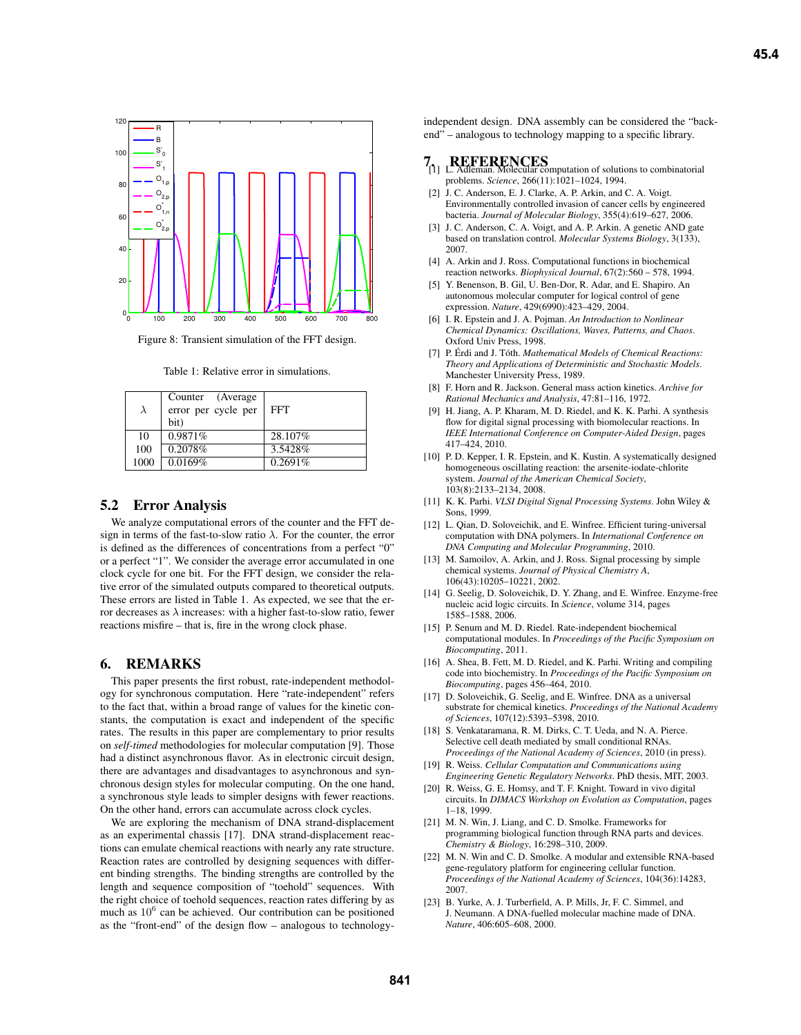120
100
80
60
40
20
0

0 100 200 300 400 500 600 700 800

R
B
$S'_0$
$S'_1$
$O_{1,p}$
$O_{2,p}$
$O'_{1,n}$
$O'_{2,p}$

Figure 8: Transient simulation of the FFT design.

Table 1: Relative error in simulations.

| $\lambda$ | Counter (Average error per cycle per bit) | FFT |
|---|---|---|
| 10 | 0.9871% | 28.107% |
| 100 | 0.2078% | 3.5428% |
| 1000 | 0.0169% | 0.2691% |

## 5.2 Error Analysis

We analyze computational errors of the counter and the FFT design in terms of the fast-to-slow ratio $\lambda$. For the counter, the error is defined as the differences of concentrations from a perfect "0" or a perfect "1". We consider the average error accumulated in one clock cycle for one bit. For the FFT design, we consider the relative error of the simulated outputs compared to theoretical outputs. These errors are listed in Table 1. As expected, we see that the error decreases as $\lambda$ increases: with a higher fast-to-slow ratio, fewer reactions misfire – that is, fire in the wrong clock phase.

# 6. REMARKS

This paper presents the first robust, rate-independent methodology for synchronous computation. Here "rate-independent" refers to the fact that, within a broad range of values for the kinetic constants, the computation is exact and independent of the specific rates. The results in this paper are complementary to prior results on *self-timed* methodologies for molecular computation [9]. Those had a distinct asynchronous flavor. As in electronic circuit design, there are advantages and disadvantages to asynchronous and synchronous design styles for molecular computing. On the one hand, a synchronous style leads to simpler designs with fewer reactions. On the other hand, errors can accumulate across clock cycles.

We are exploring the mechanism of DNA strand-displacement as an experimental chassis [17]. DNA strand-displacement reactions can emulate chemical reactions with nearly any rate structure. Reaction rates are controlled by designing sequences with different binding strengths. The binding strengths are controlled by the length and sequence composition of "toehold" sequences. With the right choice of toehold sequences, reaction rates differing by as much as $10^6$ can be achieved. Our contribution can be positioned as the "front-end" of the design flow – analogous to technology-independent design. DNA assembly can be considered the "back-end" – analogous to technology mapping to a specific library.

# 7. REFERENCES

[1] L. Adleman. Molecular computation of solutions to combinatorial problems. *Science*, 266(11):1021–1024, 1994.

[2] J. C. Anderson, E. J. Clarke, A. P. Arkin, and C. A. Voigt. Environmentally controlled invasion of cancer cells by engineered bacteria. *Journal of Molecular Biology*, 355(4):619–627, 2006.

[3] J. C. Anderson, C. A. Voigt, and A. P. Arkin. A genetic AND gate based on translation control. *Molecular Systems Biology*, 3(133), 2007.

[4] A. Arkin and J. Ross. Computational functions in biochemical reaction networks. *Biophysical Journal*, 67(2):560 – 578, 1994.

[5] Y. Benenson, B. Gil, U. Ben-Dor, R. Adar, and E. Shapiro. An autonomous molecular computer for logical control of gene expression. *Nature*, 429(6990):423–429, 2004.

[6] I. R. Epstein and J. A. Pojman. *An Introduction to Nonlinear Chemical Dynamics: Oscillations, Waves, Patterns, and Chaos*. Oxford Univ Press, 1998.

[7] P. Érdi and J. Tóth. *Mathematical Models of Chemical Reactions: Theory and Applications of Deterministic and Stochastic Models*. Manchester University Press, 1989.

[8] F. Horn and R. Jackson. General mass action kinetics. *Archive for Rational Mechanics and Analysis*, 47:81–116, 1972.

[9] H. Jiang, A. P. Kharam, M. D. Riedel, and K. K. Parhi. A synthesis flow for digital signal processing with biomolecular reactions. In *IEEE International Conference on Computer-Aided Design*, pages 417–424, 2010.

[10] P. D. Kepper, I. R. Epstein, and K. Kustin. A systematically designed homogeneous oscillating reaction: the arsenite-iodate-chlorite system. *Journal of the American Chemical Society*, 103(8):2133–2134, 2008.

[11] K. K. Parhi. *VLSI Digital Signal Processing Systems*. John Wiley & Sons, 1999.

[12] L. Qian, D. Soloveichik, and E. Winfree. Efficient turing-universal computation with DNA polymers. In *International Conference on DNA Computing and Molecular Programming*, 2010.

[13] M. Samoilov, A. Arkin, and J. Ross. Signal processing by simple chemical systems. *Journal of Physical Chemistry A*, 106(43):10205–10221, 2002.

[14] G. Seelig, D. Soloveichik, D. Y. Zhang, and E. Winfree. Enzyme-free nucleic acid logic circuits. In *Science*, volume 314, pages 1585–1588, 2006.

[15] P. Senum and M. D. Riedel. Rate-independent biochemical computational modules. In *Proceedings of the Pacific Symposium on Biocomputing*, 2011.

[16] A. Shea, B. Fett, M. D. Riedel, and K. Parhi. Writing and compiling code into biochemistry. In *Proceedings of the Pacific Symposium on Biocomputing*, pages 456–464, 2010.

[17] D. Soloveichik, G. Seelig, and E. Winfree. DNA as a universal substrate for chemical kinetics. *Proceedings of the National Academy of Sciences*, 107(12):5393–5398, 2010.

[18] S. Venkataramana, R. M. Dirks, C. T. Ueda, and N. A. Pierce. Selective cell death mediated by small conditional RNAs. *Proceedings of the National Academy of Sciences*, 2010 (in press).

[19] R. Weiss. *Cellular Computation and Communications using Engineering Genetic Regulatory Networks*. PhD thesis, MIT, 2003.

[20] R. Weiss, G. E. Homsy, and T. F. Knight. Toward in vivo digital circuits. In *DIMACS Workshop on Evolution as Computation*, pages 1–18, 1999.

[21] M. N. Win, J. Liang, and C. D. Smolke. Frameworks for programming biological function through RNA parts and devices. *Chemistry & Biology*, 16:298–310, 2009.

[22] M. N. Win and C. D. Smolke. A modular and extensible RNA-based gene-regulatory platform for engineering cellular function. *Proceedings of the National Academy of Sciences*, 104(36):14283, 2007.

[23] B. Yurke, A. J. Turberfield, A. P. Mills, Jr, F. C. Simmel, and J. Neumann. A DNA-fuelled molecular machine made of DNA. *Nature*, 406:605–608, 2000.